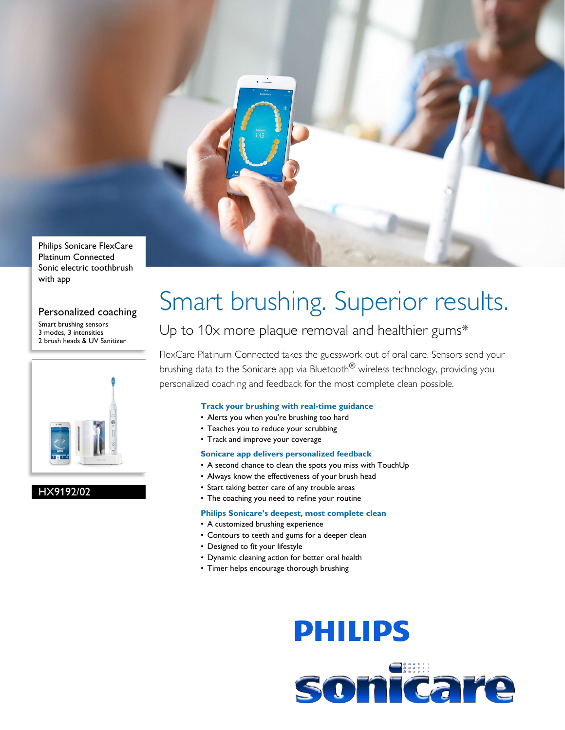Philips Sonicare FlexCare Platinum Connected Sonic electric toothbrush with app

## Personalized coaching

Smart brushing sensors
3 modes, 3 intensities
2 brush heads & UV Sanitizer

HX9192/02

# Smart brushing. Superior results.

## Up to 10x more plaque removal and healthier gums*

FlexCare Platinum Connected takes the guesswork out of oral care. Sensors send your brushing data to the Sonicare app via Bluetooth® wireless technology, providing you personalized coaching and feedback for the most complete clean possible.

**Track your brushing with real-time guidance**

- Alerts you when you're brushing too hard
- Teaches you to reduce your scrubbing
- Track and improve your coverage

**Sonicare app delivers personalized feedback**

- A second chance to clean the spots you miss with TouchUp
- Always know the effectiveness of your brush head
- Start taking better care of any trouble areas
- The coaching you need to refine your routine

**Philips Sonicare's deepest, most complete clean**

- A customized brushing experience
- Contours to teeth and gums for a deeper clean
- Designed to fit your lifestyle
- Dynamic cleaning action for better oral health
- Timer helps encourage thorough brushing

PHILIPS

sonicare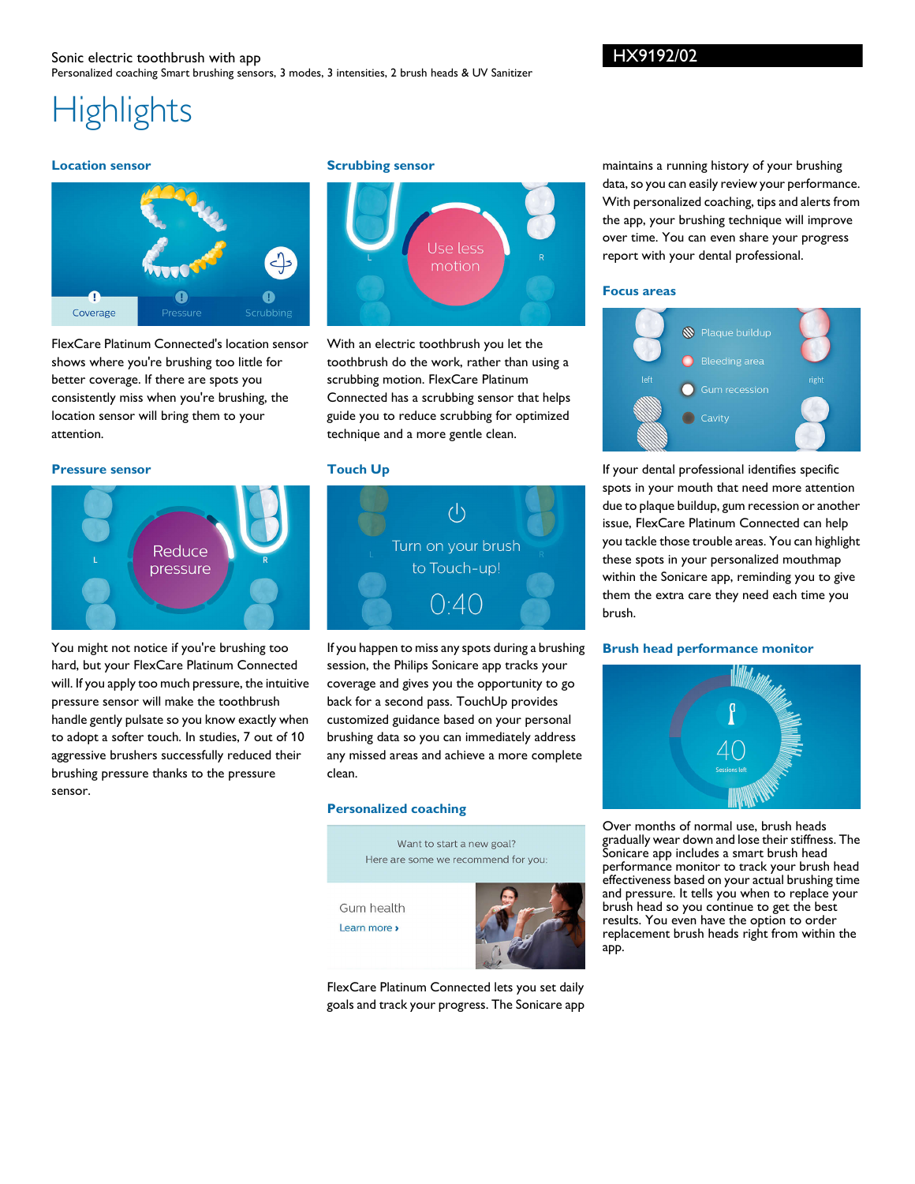Sonic electric toothbrush with app

Personalized coaching Smart brushing sensors, 3 modes, 3 intensities, 2 brush heads & UV Sanitizer

HX9192/02

# Highlights

### Location sensor

FlexCare Platinum Connected's location sensor shows where you're brushing too little for better coverage. If there are spots you consistently miss when you're brushing, the location sensor will bring them to your attention.

### Pressure sensor

You might not notice if you're brushing too hard, but your FlexCare Platinum Connected will. If you apply too much pressure, the intuitive pressure sensor will make the toothbrush handle gently pulsate so you know exactly when to adopt a softer touch. In studies, 7 out of 10 aggressive brushers successfully reduced their brushing pressure thanks to the pressure sensor.

### Scrubbing sensor

With an electric toothbrush you let the toothbrush do the work, rather than using a scrubbing motion. FlexCare Platinum Connected has a scrubbing sensor that helps guide you to reduce scrubbing for optimized technique and a more gentle clean.

### Touch Up

If you happen to miss any spots during a brushing session, the Philips Sonicare app tracks your coverage and gives you the opportunity to go back for a second pass. TouchUp provides customized guidance based on your personal brushing data so you can immediately address any missed areas and achieve a more complete clean.

### Personalized coaching

FlexCare Platinum Connected lets you set daily goals and track your progress. The Sonicare app maintains a running history of your brushing data, so you can easily review your performance. With personalized coaching, tips and alerts from the app, your brushing technique will improve over time. You can even share your progress report with your dental professional.

### Focus areas

If your dental professional identifies specific spots in your mouth that need more attention due to plaque buildup, gum recession or another issue, FlexCare Platinum Connected can help you tackle those trouble areas. You can highlight these spots in your personalized mouthmap within the Sonicare app, reminding you to give them the extra care they need each time you brush.

### Brush head performance monitor

Over months of normal use, brush heads gradually wear down and lose their stiffness. The Sonicare app includes a smart brush head performance monitor to track your brush head effectiveness based on your actual brushing time and pressure. It tells you when to replace your brush head so you continue to get the best results. You even have the option to order replacement brush heads right from within the app.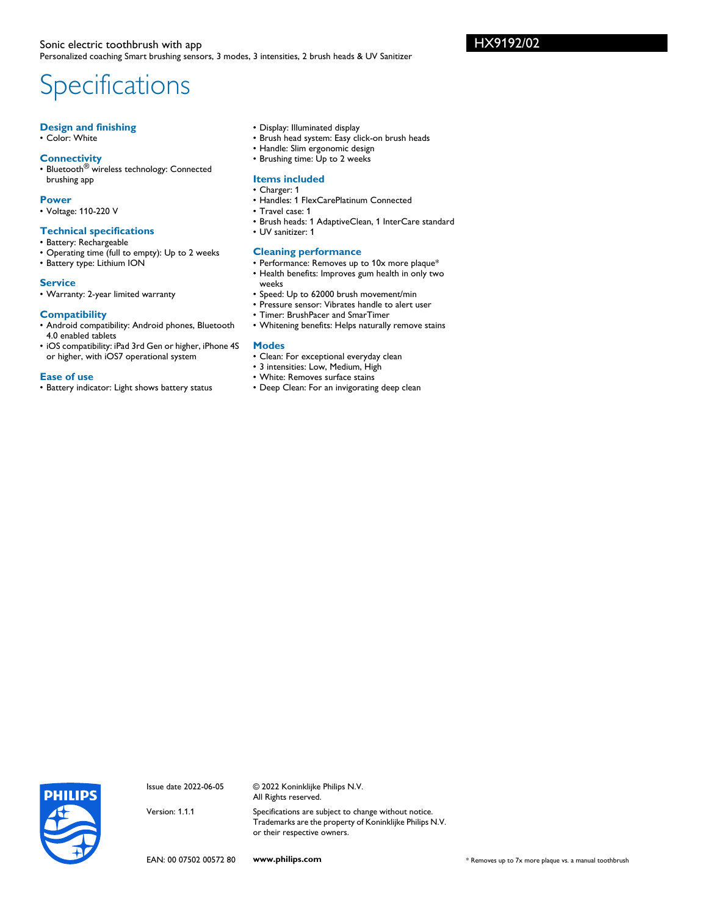Sonic electric toothbrush with app

Personalized coaching Smart brushing sensors, 3 modes, 3 intensities, 2 brush heads & UV Sanitizer

HX9192/02

# Specifications

### Design and finishing
- Color: White

### Connectivity
- Bluetooth® wireless technology: Connected brushing app

### Power
- Voltage: 110-220 V

### Technical specifications
- Battery: Rechargeable
- Operating time (full to empty): Up to 2 weeks
- Battery type: Lithium ION

### Service
- Warranty: 2-year limited warranty

### Compatibility
- Android compatibility: Android phones, Bluetooth 4.0 enabled tablets
- iOS compatibility: iPad 3rd Gen or higher, iPhone 4S or higher, with iOS7 operational system

### Ease of use
- Battery indicator: Light shows battery status
- Display: Illuminated display
- Brush head system: Easy click-on brush heads
- Handle: Slim ergonomic design
- Brushing time: Up to 2 weeks

### Items included
- Charger: 1
- Handles: 1 FlexCarePlatinum Connected
- Travel case: 1
- Brush heads: 1 AdaptiveClean, 1 InterCare standard
- UV sanitizer: 1

### Cleaning performance
- Performance: Removes up to 10x more plaque*
- Health benefits: Improves gum health in only two weeks
- Speed: Up to 62000 brush movement/min
- Pressure sensor: Vibrates handle to alert user
- Timer: BrushPacer and SmarTimer
- Whitening benefits: Helps naturally remove stains

### Modes
- Clean: For exceptional everyday clean
- 3 intensities: Low, Medium, High
- White: Removes surface stains
- Deep Clean: For an invigorating deep clean

Issue date 2022-06-05

Version: 1.1.1

EAN: 00 07502 00572 80

© 2022 Koninklijke Philips N.V.
All Rights reserved.

Specifications are subject to change without notice. Trademarks are the property of Koninklijke Philips N.V. or their respective owners.

www.philips.com

* Removes up to 7x more plaque vs. a manual toothbrush